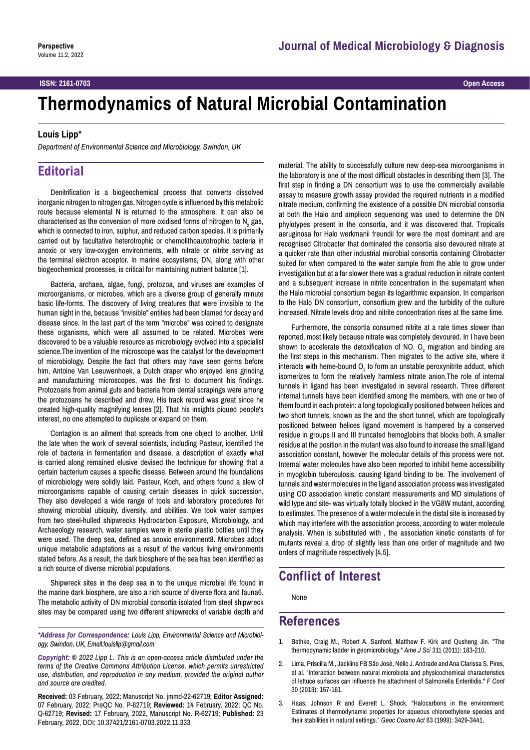Perspective

Volume 11:2, 2022

ISSN: 2161-0703

Open Access

# Thermodynamics of Natural Microbial Contamination

**Louis Lipp***

*Department of Environmental Science and Microbiology, Swindon, UK*

## Editorial

Denitrification is a biogeochemical process that converts dissolved inorganic nitrogen to nitrogen gas. Nitrogen cycle is influenced by this metabolic route because elemental N is returned to the atmosphere. It can also be characterised as the conversion of more oxidised forms of nitrogen to $N_2$ gas, which is connected to iron, sulphur, and reduced carbon species. It is primarily carried out by facultative heterotrophic or chemolithoautotrophic bacteria in anoxic or very low-oxygen environments, with nitrate or nitrite serving as the terminal electron acceptor. In marine ecosystems, DN, along with other biogeochemical processes, is critical for maintaining nutrient balance [1].

Bacteria, archaea, algae, fungi, protozoa, and viruses are examples of microorganisms, or microbes, which are a diverse group of generally minute basic life-forms. The discovery of living creatures that were invisible to the human sight in the, because "invisible" entities had been blamed for decay and disease since. In the last part of the term "microbe" was coined to designate these organisms, which were all assumed to be related. Microbes were discovered to be a valuable resource as microbiology evolved into a specialist science.The invention of the microscope was the catalyst for the development of microbiology. Despite the fact that others may have seen germs before him, Antoine Van Leeuwenhoek, a Dutch draper who enjoyed lens grinding and manufacturing microscopes, was the first to document his findings. Protozoans from animal guts and bacteria from dental scrapings were among the protozoans he described and drew. His track record was great since he created high-quality magnifying lenses [2]. That his insights piqued people's interest, no one attempted to duplicate or expand on them.

Contagion is an ailment that spreads from one object to another. Until the late when the work of several scientists, including Pasteur, identified the role of bacteria in fermentation and disease, a description of exactly what is carried along remained elusive devised the technique for showing that a certain bacterium causes a specific disease. Between around the foundations of microbiology were solidly laid. Pasteur, Koch, and others found a slew of microorganisms capable of causing certain diseases in quick succession. They also developed a wide range of tools and laboratory procedures for showing microbial ubiquity, diversity, and abilities. We took water samples from two steel-hulled shipwrecks Hydrocarbon Exposure, Microbiology, and Archaeology research, water samples were in sterile plastic bottles until they were used. The deep sea, defined as anoxic environment8. Microbes adopt unique metabolic adaptations as a result of the various living environments stated before. As a result, the dark biosphere of the sea has been identified as a rich source of diverse microbial populations.

Shipwreck sites in the deep sea in to the unique microbial life found in the marine dark biosphere, are also a rich source of diverse flora and fauna6. The metabolic activity of DN microbial consortia isolated from steel shipwreck sites may be compared using two different shipwrecks of variable depth and material. The ability to successfully culture new deep-sea microorganisms in the laboratory is one of the most difficult obstacles in describing them [3]. The first step in finding a DN consortium was to use the commercially available assay to measure growth assay provided the required nutrients in a modified nitrate medium, confirming the existence of a possible DN microbial consortia at both the Halo and amplicon sequencing was used to determine the DN phylotypes present in the consortia, and it was discovered that. Tropicalis aeruginosa for Halo werkmanii freundii for were the most dominant and are recognised Citrobacter that dominated the consortia also devoured nitrate at a quicker rate than other industrial microbial consortia containing Citrobacter suited for when compared to the water sample from the able to grow under investigation but at a far slower there was a gradual reduction in nitrate content and a subsequent increase in nitrite concentration in the supernatant when the Halo microbial consortium began its logarithmic expansion. In comparison to the Halo DN consortium, consortium grew and the turbidity of the culture increased. Nitrate levels drop and nitrite concentration rises at the same time.

Furthermore, the consortia consumed nitrite at a rate times slower than reported, most likely because nitrate was completely devoured. In I have been shown to accelerate the detoxification of NO. $O_2$ migration and binding are the first steps in this mechanism. Then migrates to the active site, where it interacts with heme-bound $O_2$ to form an unstable peroxynitrite adduct, which isomerizes to form the relatively harmless nitrate anion.The role of internal tunnels in ligand has been investigated in several research. Three different internal tunnels have been identified among the members, with one or two of them found in each protein: a long topologically positioned between helices and two short tunnels, known as the and the short tunnel, which are topologically positioned between helices ligand movement is hampered by a conserved residue in groups II and III truncated hemoglobins that blocks both. A smaller residue at the position in the mutant was also found to increase the small ligand association constant, however the molecular details of this process were not. Internal water molecules have also been reported to inhibit heme accessibility in myoglobin tuberculosis, causing ligand binding to be. The involvement of tunnels and water molecules in the ligand association process was investigated using CO association kinetic constant measurements and MD simulations of wild type and site- was virtually totally blocked in the VG8W mutant, according to estimates. The presence of a water molecule in the distal site is increased by which may interfere with the association process, according to water molecule analysis. When is substituted with , the association kinetic constants of for mutants reveal a drop of slightly less than one order of magnitude and two orders of magnitude respectively [4,5].

## Conflict of Interest

None

## References

1. Bethke, Craig M., Robert A. Sanford, Matthew F. Kirk and Qusheng Jin. "The thermodynamic ladder in geomicrobiology." *Ame J Sci* 311 (2011): 183-210.
2. Lima, Priscilla M., Jackline FB São José, Nélio J. Andrade and Ana Clarissa S. Pires, et al. "Interaction between natural microbiota and physicochemical characteristics of lettuce surfaces can influence the attachment of Salmonella Enteritidis." *F Cont* 30 (2013): 157-161.
3. Haas, Johnson R and Everett L. Shock. "Halocarbons in the environment: Estimates of thermodynamic properties for aqueous chloroethylene species and their stabilities in natural settings." *Geoc Cosmo Act* 63 (1999): 3429-3441.

***Address for Correspondence:** Louis Lipp, Environmental Science and Microbiology, Swindon, UK, Email:louislip@gmail.com*

***Copyright:** © 2022 Lipp L. This is an open-access article distributed under the terms of the Creative Commons Attribution License, which permits unrestricted use, distribution, and reproduction in any medium, provided the original author and source are credited.*

**Received:** 03 February, 2022; Manuscript No. jmmd-22-62719; **Editor Assigned:** 07 February, 2022; PreQC No. P-62719; **Reviewed:** 14 February, 2022; QC No. Q-62719; **Revised:** 17 February, 2022, Manuscript No. R-62719; **Published:** 23 February, 2022, DOI: 10.37421/2161-0703.2022.11.333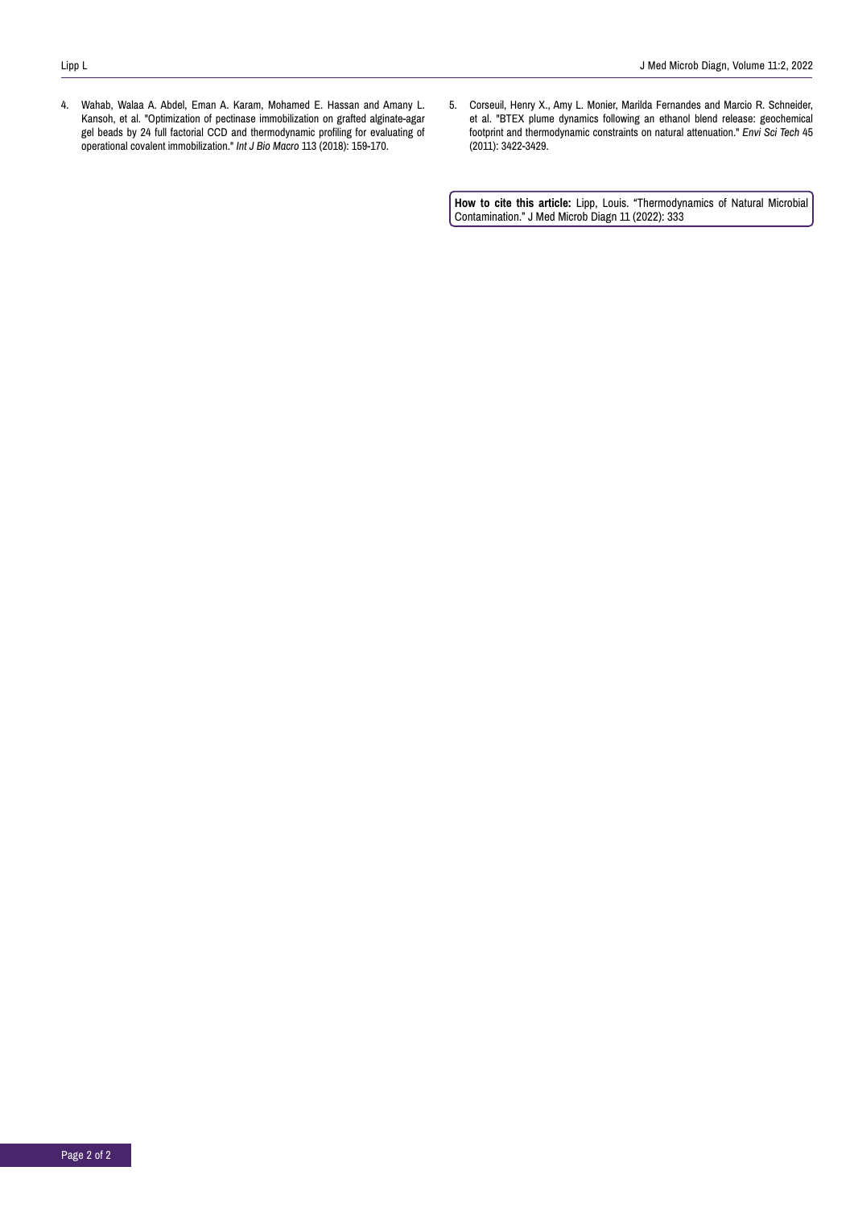4. Wahab, Walaa A. Abdel, Eman A. Karam, Mohamed E. Hassan and Amany L. Kansoh, et al. "Optimization of pectinase immobilization on grafted alginate-agar gel beads by 24 full factorial CCD and thermodynamic profiling for evaluating of operational covalent immobilization." *Int J Bio Macro* 113 (2018): 159-170.

5. Corseuil, Henry X., Amy L. Monier, Marilda Fernandes and Marcio R. Schneider, et al. "BTEX plume dynamics following an ethanol blend release: geochemical footprint and thermodynamic constraints on natural attenuation." *Envi Sci Tech* 45 (2011): 3422-3429.

**How to cite this article:** Lipp, Louis. "Thermodynamics of Natural Microbial Contamination." J Med Microb Diagn 11 (2022): 333